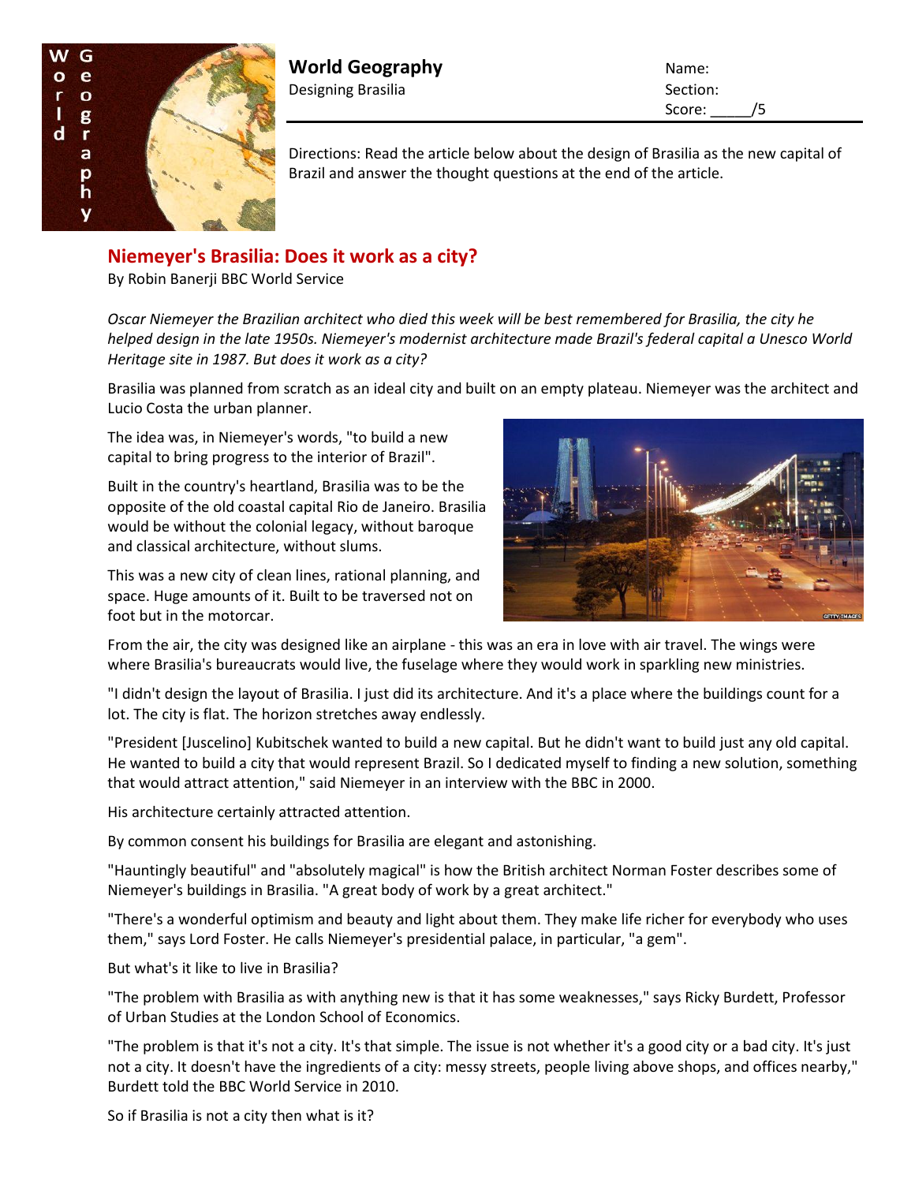# World Geography

Designing Brasilia

Name:

Section:

Score: _____/5

Directions: Read the article below about the design of Brasilia as the new capital of Brazil and answer the thought questions at the end of the article.

## Niemeyer's Brasilia: Does it work as a city?

By Robin Banerji BBC World Service

*Oscar Niemeyer the Brazilian architect who died this week will be best remembered for Brasilia, the city he helped design in the late 1950s. Niemeyer's modernist architecture made Brazil's federal capital a Unesco World Heritage site in 1987. But does it work as a city?*

Brasilia was planned from scratch as an ideal city and built on an empty plateau. Niemeyer was the architect and Lucio Costa the urban planner.

The idea was, in Niemeyer's words, "to build a new capital to bring progress to the interior of Brazil".

Built in the country's heartland, Brasilia was to be the opposite of the old coastal capital Rio de Janeiro. Brasilia would be without the colonial legacy, without baroque and classical architecture, without slums.

This was a new city of clean lines, rational planning, and space. Huge amounts of it. Built to be traversed not on foot but in the motorcar.

From the air, the city was designed like an airplane - this was an era in love with air travel. The wings were where Brasilia's bureaucrats would live, the fuselage where they would work in sparkling new ministries.

"I didn't design the layout of Brasilia. I just did its architecture. And it's a place where the buildings count for a lot. The city is flat. The horizon stretches away endlessly.

"President [Juscelino] Kubitschek wanted to build a new capital. But he didn't want to build just any old capital. He wanted to build a city that would represent Brazil. So I dedicated myself to finding a new solution, something that would attract attention," said Niemeyer in an interview with the BBC in 2000.

His architecture certainly attracted attention.

By common consent his buildings for Brasilia are elegant and astonishing.

"Hauntingly beautiful" and "absolutely magical" is how the British architect Norman Foster describes some of Niemeyer's buildings in Brasilia. "A great body of work by a great architect."

"There's a wonderful optimism and beauty and light about them. They make life richer for everybody who uses them," says Lord Foster. He calls Niemeyer's presidential palace, in particular, "a gem".

But what's it like to live in Brasilia?

"The problem with Brasilia as with anything new is that it has some weaknesses," says Ricky Burdett, Professor of Urban Studies at the London School of Economics.

"The problem is that it's not a city. It's that simple. The issue is not whether it's a good city or a bad city. It's just not a city. It doesn't have the ingredients of a city: messy streets, people living above shops, and offices nearby," Burdett told the BBC World Service in 2010.

So if Brasilia is not a city then what is it?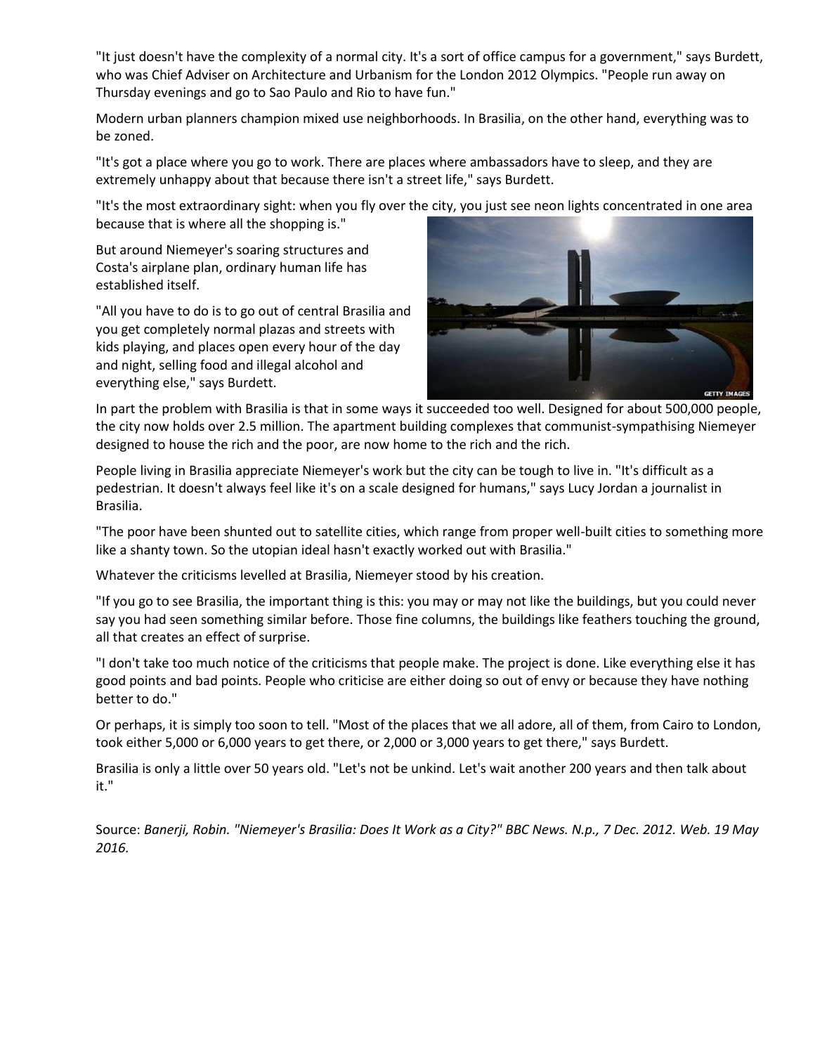"It just doesn't have the complexity of a normal city. It's a sort of office campus for a government," says Burdett, who was Chief Adviser on Architecture and Urbanism for the London 2012 Olympics. "People run away on Thursday evenings and go to Sao Paulo and Rio to have fun."

Modern urban planners champion mixed use neighborhoods. In Brasilia, on the other hand, everything was to be zoned.

"It's got a place where you go to work. There are places where ambassadors have to sleep, and they are extremely unhappy about that because there isn't a street life," says Burdett.

"It's the most extraordinary sight: when you fly over the city, you just see neon lights concentrated in one area because that is where all the shopping is."

But around Niemeyer's soaring structures and Costa's airplane plan, ordinary human life has established itself.

"All you have to do is to go out of central Brasilia and you get completely normal plazas and streets with kids playing, and places open every hour of the day and night, selling food and illegal alcohol and everything else," says Burdett.

In part the problem with Brasilia is that in some ways it succeeded too well. Designed for about 500,000 people, the city now holds over 2.5 million. The apartment building complexes that communist-sympathising Niemeyer designed to house the rich and the poor, are now home to the rich and the rich.

People living in Brasilia appreciate Niemeyer's work but the city can be tough to live in. "It's difficult as a pedestrian. It doesn't always feel like it's on a scale designed for humans," says Lucy Jordan a journalist in Brasilia.

"The poor have been shunted out to satellite cities, which range from proper well-built cities to something more like a shanty town. So the utopian ideal hasn't exactly worked out with Brasilia."

Whatever the criticisms levelled at Brasilia, Niemeyer stood by his creation.

"If you go to see Brasilia, the important thing is this: you may or may not like the buildings, but you could never say you had seen something similar before. Those fine columns, the buildings like feathers touching the ground, all that creates an effect of surprise.

"I don't take too much notice of the criticisms that people make. The project is done. Like everything else it has good points and bad points. People who criticise are either doing so out of envy or because they have nothing better to do."

Or perhaps, it is simply too soon to tell. "Most of the places that we all adore, all of them, from Cairo to London, took either 5,000 or 6,000 years to get there, or 2,000 or 3,000 years to get there," says Burdett.

Brasilia is only a little over 50 years old. "Let's not be unkind. Let's wait another 200 years and then talk about it."

Source: *Banerji, Robin. "Niemeyer's Brasilia: Does It Work as a City?" BBC News. N.p., 7 Dec. 2012. Web. 19 May 2016.*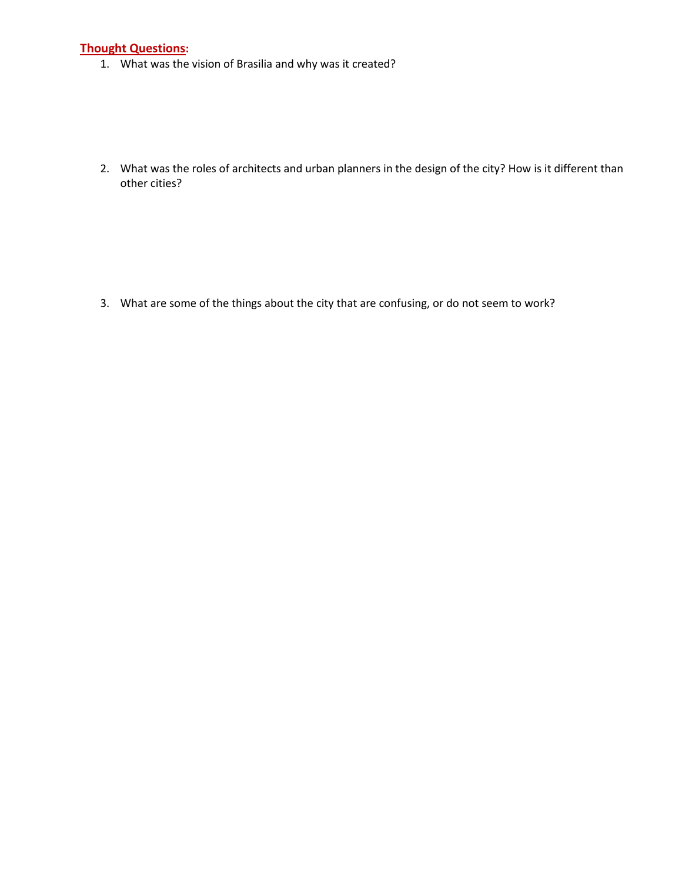**Thought Questions:**

1. What was the vision of Brasilia and why was it created?

2. What was the roles of architects and urban planners in the design of the city? How is it different than other cities?

3. What are some of the things about the city that are confusing, or do not seem to work?